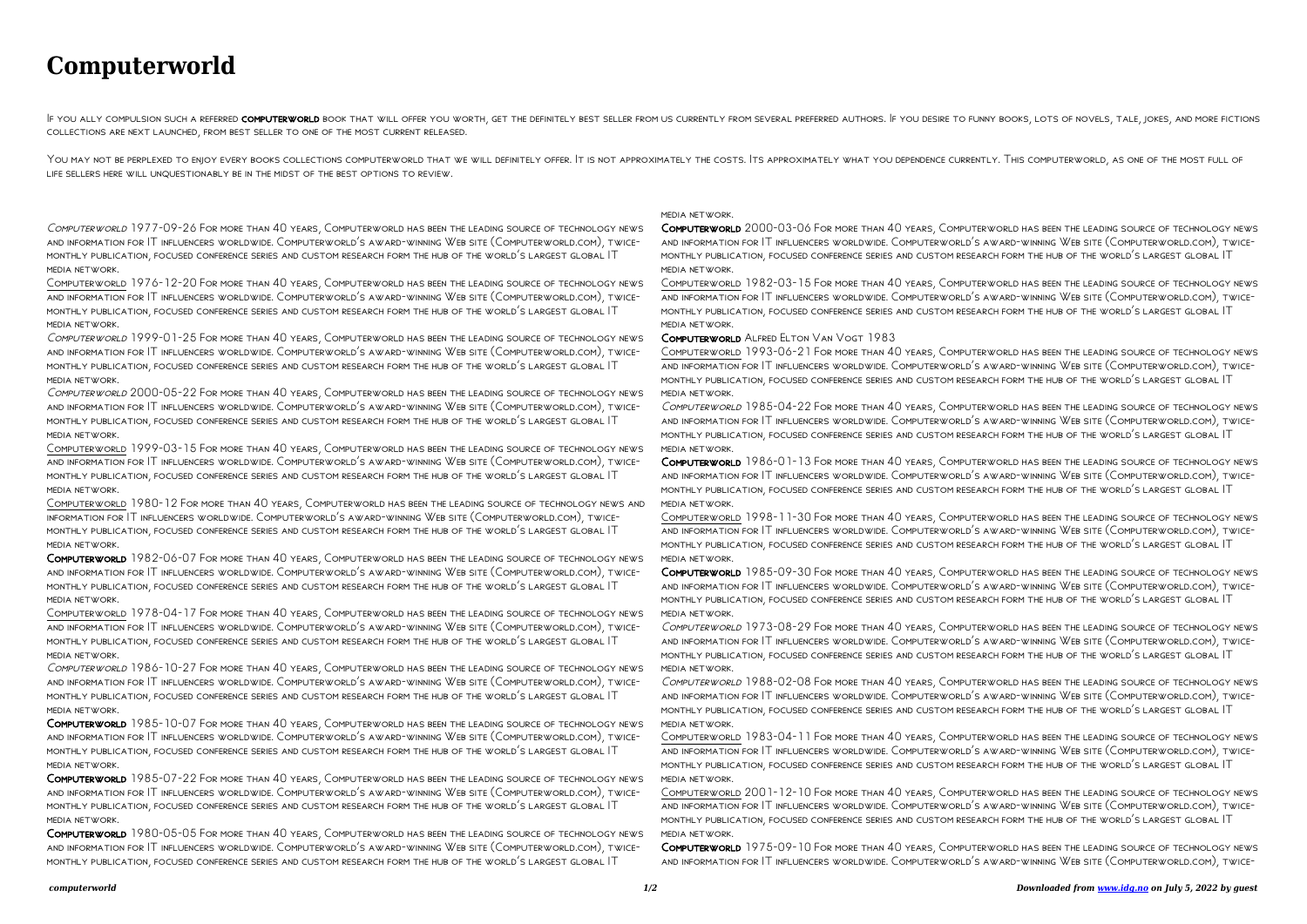# Computerworld

If you ally compulsion such a referred **computerworld** book that will offer you worth, get the definitely best seller from us currently from several preferred authors. If you desire to funny books, lots of novels, tale, jokes, and more fictions collections are next launched, from best seller to one of the most current released.

You may not be perplexed to enjoy every books collections computerworld that we will definitely offer. It is not approximately the costs. Its approximately what you dependence currently. This computerworld, as one of the most full of life sellers here will unquestionably be in the midst of the best options to review.

*Computerworld* 1977-09-26 For more than 40 years, Computerworld has been the leading source of technology news and information for IT influencers worldwide. Computerworld's award-winning Web site (Computerworld.com), twice-monthly publication, focused conference series and custom research form the hub of the world's largest global IT media network.

Computerworld 1976-12-20 For more than 40 years, Computerworld has been the leading source of technology news and information for IT influencers worldwide. Computerworld's award-winning Web site (Computerworld.com), twice-monthly publication, focused conference series and custom research form the hub of the world's largest global IT media network.

*Computerworld* 1999-01-25 For more than 40 years, Computerworld has been the leading source of technology news and information for IT influencers worldwide. Computerworld's award-winning Web site (Computerworld.com), twice-monthly publication, focused conference series and custom research form the hub of the world's largest global IT media network.

*Computerworld* 2000-05-22 For more than 40 years, Computerworld has been the leading source of technology news and information for IT influencers worldwide. Computerworld's award-winning Web site (Computerworld.com), twice-monthly publication, focused conference series and custom research form the hub of the world's largest global IT media network.

Computerworld 1999-03-15 For more than 40 years, Computerworld has been the leading source of technology news and information for IT influencers worldwide. Computerworld's award-winning Web site (Computerworld.com), twice-monthly publication, focused conference series and custom research form the hub of the world's largest global IT media network.

Computerworld 1980-12 For more than 40 years, Computerworld has been the leading source of technology news and information for IT influencers worldwide. Computerworld's award-winning Web site (Computerworld.com), twice-monthly publication, focused conference series and custom research form the hub of the world's largest global IT media network.

**Computerworld** 1982-06-07 For more than 40 years, Computerworld has been the leading source of technology news and information for IT influencers worldwide. Computerworld's award-winning Web site (Computerworld.com), twice-monthly publication, focused conference series and custom research form the hub of the world's largest global IT media network.

Computerworld 1978-04-17 For more than 40 years, Computerworld has been the leading source of technology news and information for IT influencers worldwide. Computerworld's award-winning Web site (Computerworld.com), twice-monthly publication, focused conference series and custom research form the hub of the world's largest global IT media network.

*Computerworld* 1986-10-27 For more than 40 years, Computerworld has been the leading source of technology news and information for IT influencers worldwide. Computerworld's award-winning Web site (Computerworld.com), twice-monthly publication, focused conference series and custom research form the hub of the world's largest global IT media network.

**Computerworld** 1985-10-07 For more than 40 years, Computerworld has been the leading source of technology news and information for IT influencers worldwide. Computerworld's award-winning Web site (Computerworld.com), twice-monthly publication, focused conference series and custom research form the hub of the world's largest global IT media network.

**Computerworld** 1985-07-22 For more than 40 years, Computerworld has been the leading source of technology news and information for IT influencers worldwide. Computerworld's award-winning Web site (Computerworld.com), twice-monthly publication, focused conference series and custom research form the hub of the world's largest global IT media network.

**Computerworld** 1980-05-05 For more than 40 years, Computerworld has been the leading source of technology news and information for IT influencers worldwide. Computerworld's award-winning Web site (Computerworld.com), twice-monthly publication, focused conference series and custom research form the hub of the world's largest global IT media network.

**Computerworld** 2000-03-06 For more than 40 years, Computerworld has been the leading source of technology news and information for IT influencers worldwide. Computerworld's award-winning Web site (Computerworld.com), twice-monthly publication, focused conference series and custom research form the hub of the world's largest global IT media network.

Computerworld 1982-03-15 For more than 40 years, Computerworld has been the leading source of technology news and information for IT influencers worldwide. Computerworld's award-winning Web site (Computerworld.com), twice-monthly publication, focused conference series and custom research form the hub of the world's largest global IT media network.

**Computerworld** Alfred Elton Van Vogt 1983

Computerworld 1993-06-21 For more than 40 years, Computerworld has been the leading source of technology news and information for IT influencers worldwide. Computerworld's award-winning Web site (Computerworld.com), twice-monthly publication, focused conference series and custom research form the hub of the world's largest global IT media network.

*Computerworld* 1985-04-22 For more than 40 years, Computerworld has been the leading source of technology news and information for IT influencers worldwide. Computerworld's award-winning Web site (Computerworld.com), twice-monthly publication, focused conference series and custom research form the hub of the world's largest global IT media network.

**Computerworld** 1986-01-13 For more than 40 years, Computerworld has been the leading source of technology news and information for IT influencers worldwide. Computerworld's award-winning Web site (Computerworld.com), twice-monthly publication, focused conference series and custom research form the hub of the world's largest global IT media network.

Computerworld 1998-11-30 For more than 40 years, Computerworld has been the leading source of technology news and information for IT influencers worldwide. Computerworld's award-winning Web site (Computerworld.com), twice-monthly publication, focused conference series and custom research form the hub of the world's largest global IT media network.

**Computerworld** 1985-09-30 For more than 40 years, Computerworld has been the leading source of technology news and information for IT influencers worldwide. Computerworld's award-winning Web site (Computerworld.com), twice-monthly publication, focused conference series and custom research form the hub of the world's largest global IT media network.

*Computerworld* 1973-08-29 For more than 40 years, Computerworld has been the leading source of technology news and information for IT influencers worldwide. Computerworld's award-winning Web site (Computerworld.com), twice-monthly publication, focused conference series and custom research form the hub of the world's largest global IT media network.

*Computerworld* 1988-02-08 For more than 40 years, Computerworld has been the leading source of technology news and information for IT influencers worldwide. Computerworld's award-winning Web site (Computerworld.com), twice-monthly publication, focused conference series and custom research form the hub of the world's largest global IT media network.

Computerworld 1983-04-11 For more than 40 years, Computerworld has been the leading source of technology news and information for IT influencers worldwide. Computerworld's award-winning Web site (Computerworld.com), twice-monthly publication, focused conference series and custom research form the hub of the world's largest global IT media network.

Computerworld 2001-12-10 For more than 40 years, Computerworld has been the leading source of technology news and information for IT influencers worldwide. Computerworld's award-winning Web site (Computerworld.com), twice-monthly publication, focused conference series and custom research form the hub of the world's largest global IT media network.

**Computerworld** 1975-09-10 For more than 40 years, Computerworld has been the leading source of technology news and information for IT influencers worldwide. Computerworld's award-winning Web site (Computerworld.com), twice-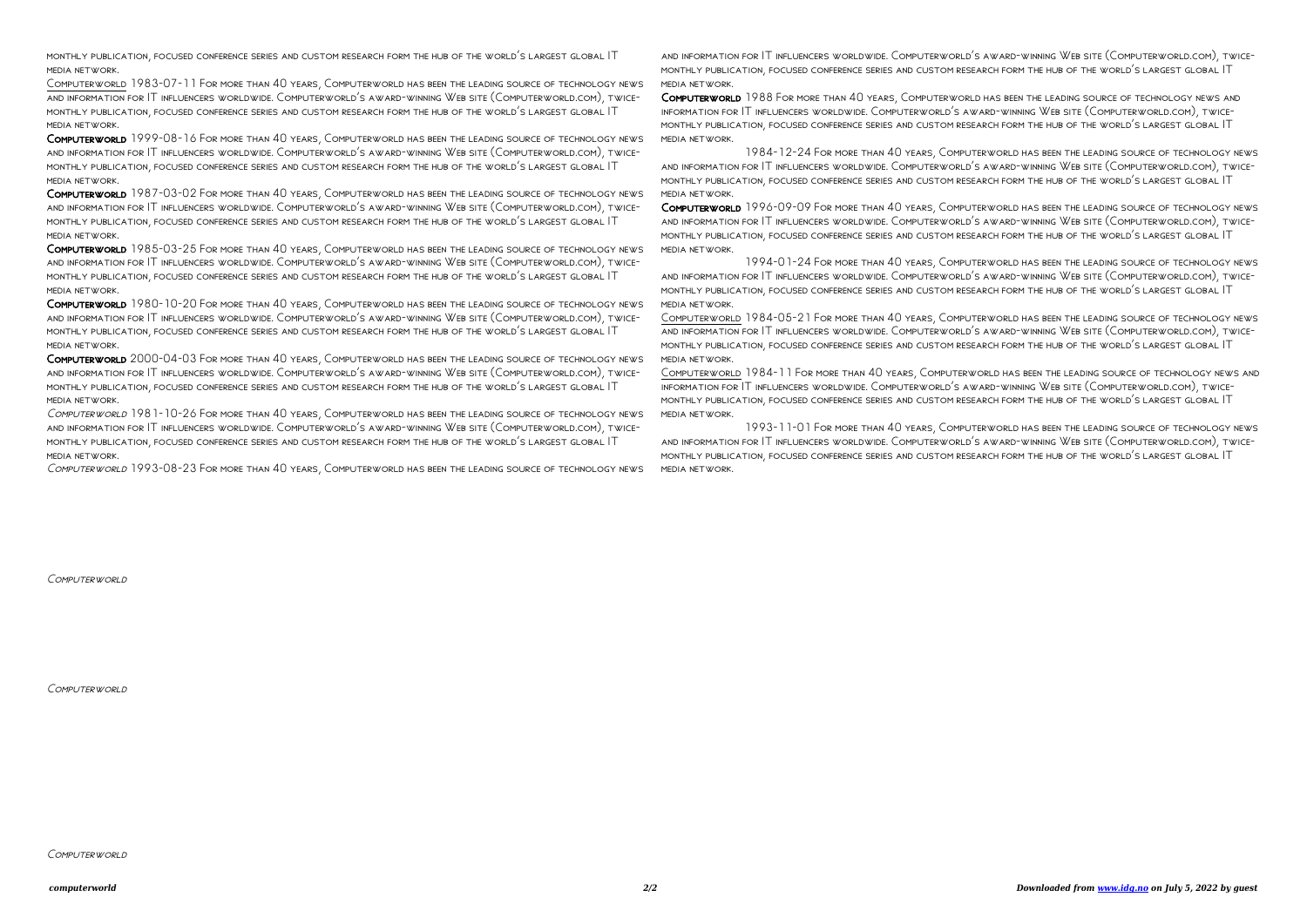monthly publication, focused conference series and custom research form the hub of the world's largest global IT media network.

Computerworld 1983-07-11 For more than 40 years, Computerworld has been the leading source of technology news and information for IT influencers worldwide. Computerworld's award-winning Web site (Computerworld.com), twice-monthly publication, focused conference series and custom research form the hub of the world's largest global IT media network.

**Computerworld** 1999-08-16 For more than 40 years, Computerworld has been the leading source of technology news and information for IT influencers worldwide. Computerworld's award-winning Web site (Computerworld.com), twice-monthly publication, focused conference series and custom research form the hub of the world's largest global IT media network.

**Computerworld** 1987-03-02 For more than 40 years, Computerworld has been the leading source of technology news and information for IT influencers worldwide. Computerworld's award-winning Web site (Computerworld.com), twice-monthly publication, focused conference series and custom research form the hub of the world's largest global IT media network.

**Computerworld** 1985-03-25 For more than 40 years, Computerworld has been the leading source of technology news and information for IT influencers worldwide. Computerworld's award-winning Web site (Computerworld.com), twice-monthly publication, focused conference series and custom research form the hub of the world's largest global IT media network.

**Computerworld** 1980-10-20 For more than 40 years, Computerworld has been the leading source of technology news and information for IT influencers worldwide. Computerworld's award-winning Web site (Computerworld.com), twice-monthly publication, focused conference series and custom research form the hub of the world's largest global IT media network.

**Computerworld** 2000-04-03 For more than 40 years, Computerworld has been the leading source of technology news and information for IT influencers worldwide. Computerworld's award-winning Web site (Computerworld.com), twice-monthly publication, focused conference series and custom research form the hub of the world's largest global IT media network.

*Computerworld* 1981-10-26 For more than 40 years, Computerworld has been the leading source of technology news and information for IT influencers worldwide. Computerworld's award-winning Web site (Computerworld.com), twice-monthly publication, focused conference series and custom research form the hub of the world's largest global IT media network.

*Computerworld* 1993-08-23 For more than 40 years, Computerworld has been the leading source of technology news and information for IT influencers worldwide. Computerworld's award-winning Web site (Computerworld.com), twice-monthly publication, focused conference series and custom research form the hub of the world's largest global IT media network.

**Computerworld** 1988 For more than 40 years, Computerworld has been the leading source of technology news and information for IT influencers worldwide. Computerworld's award-winning Web site (Computerworld.com), twice-monthly publication, focused conference series and custom research form the hub of the world's largest global IT media network.

1984-12-24 For more than 40 years, Computerworld has been the leading source of technology news and information for IT influencers worldwide. Computerworld's award-winning Web site (Computerworld.com), twice-monthly publication, focused conference series and custom research form the hub of the world's largest global IT media network.

**Computerworld** 1996-09-09 For more than 40 years, Computerworld has been the leading source of technology news and information for IT influencers worldwide. Computerworld's award-winning Web site (Computerworld.com), twice-monthly publication, focused conference series and custom research form the hub of the world's largest global IT media network.

1994-01-24 For more than 40 years, Computerworld has been the leading source of technology news and information for IT influencers worldwide. Computerworld's award-winning Web site (Computerworld.com), twice-monthly publication, focused conference series and custom research form the hub of the world's largest global IT media network.

Computerworld 1984-05-21 For more than 40 years, Computerworld has been the leading source of technology news and information for IT influencers worldwide. Computerworld's award-winning Web site (Computerworld.com), twice-monthly publication, focused conference series and custom research form the hub of the world's largest global IT media network.

Computerworld 1984-11 For more than 40 years, Computerworld has been the leading source of technology news and information for IT influencers worldwide. Computerworld's award-winning Web site (Computerworld.com), twice-monthly publication, focused conference series and custom research form the hub of the world's largest global IT media network.

1993-11-01 For more than 40 years, Computerworld has been the leading source of technology news and information for IT influencers worldwide. Computerworld's award-winning Web site (Computerworld.com), twice-monthly publication, focused conference series and custom research form the hub of the world's largest global IT media network.

*Computerworld*

*Computerworld*

*Computerworld*